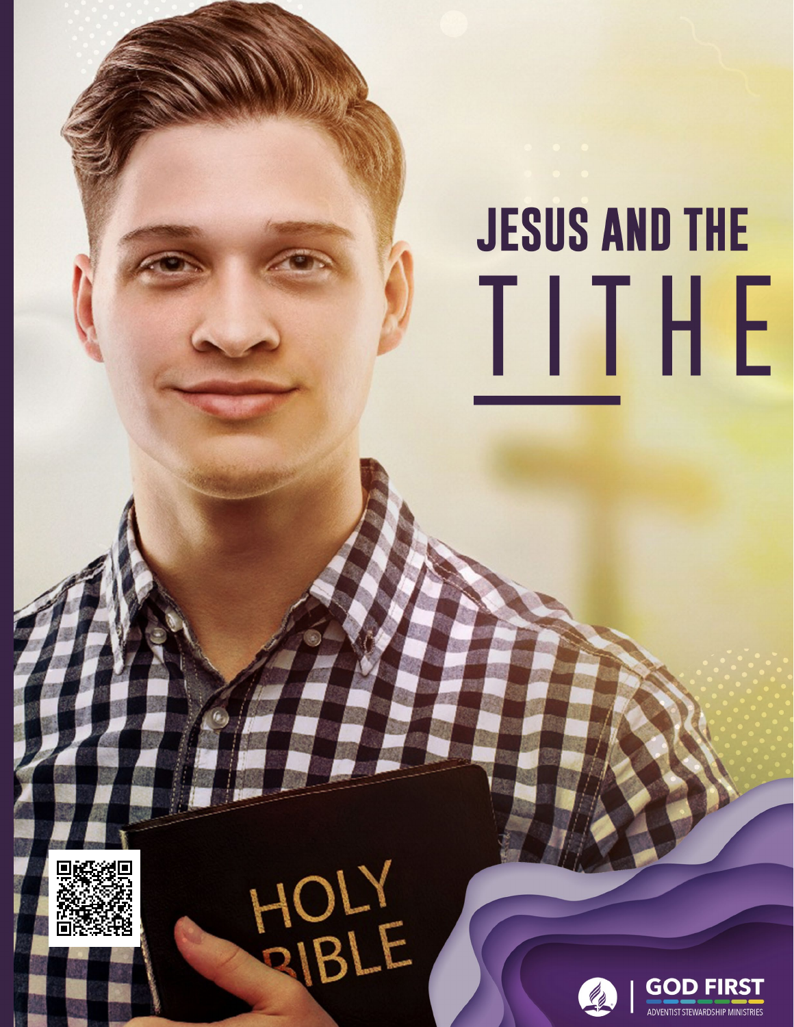# JESUS AND THE TITHE

GOD FIRST

ADVENTIST STEWARDSHIP MINISTRIES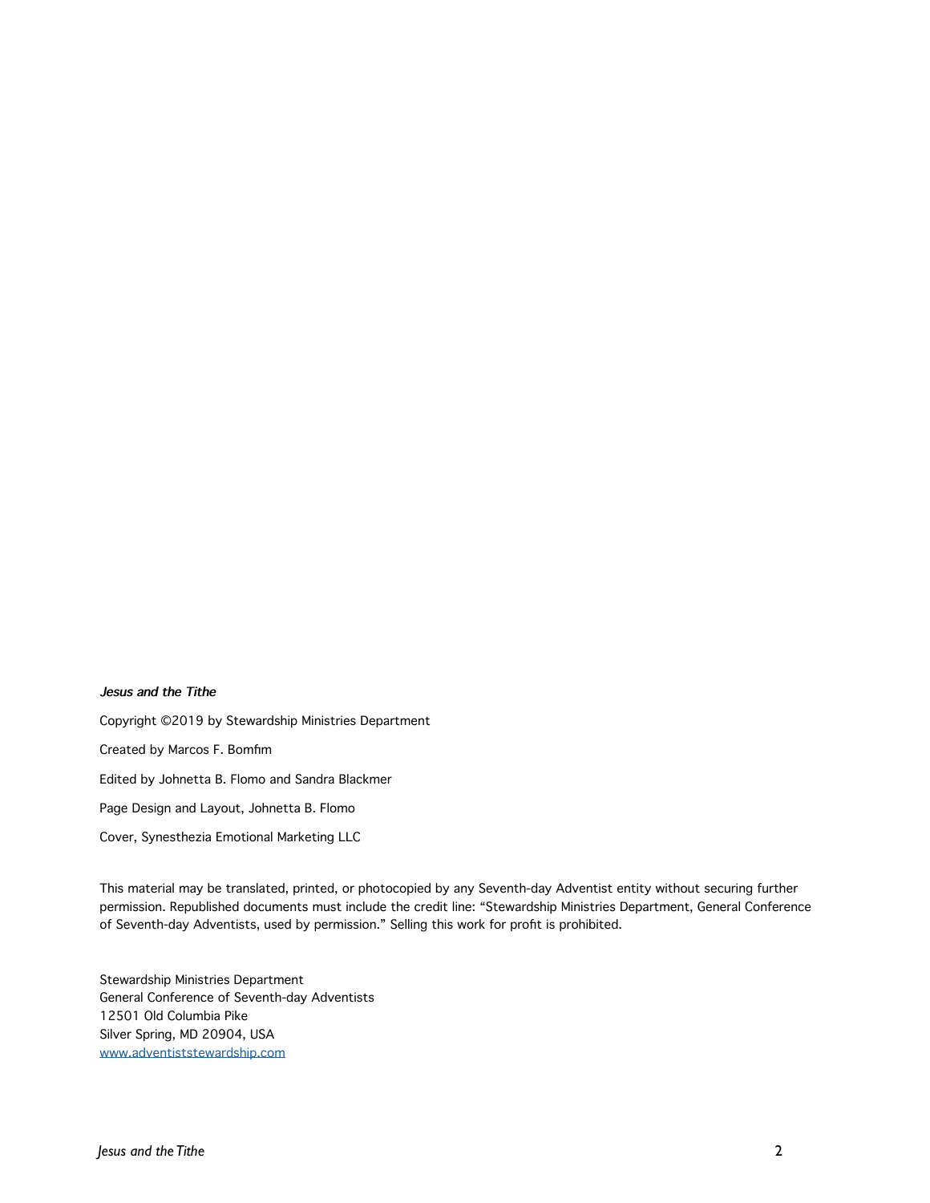*Jesus and the Tithe*

Copyright ©2019 by Stewardship Ministries Department

Created by Marcos F. Bomfim

Edited by Johnetta B. Flomo and Sandra Blackmer

Page Design and Layout, Johnetta B. Flomo

Cover, Synesthezia Emotional Marketing LLC

This material may be translated, printed, or photocopied by any Seventh-day Adventist entity without securing further permission. Republished documents must include the credit line: "Stewardship Ministries Department, General Conference of Seventh-day Adventists, used by permission." Selling this work for profit is prohibited.

Stewardship Ministries Department  
General Conference of Seventh-day Adventists  
12501 Old Columbia Pike  
Silver Spring, MD 20904, USA  
www.adventiststewardship.com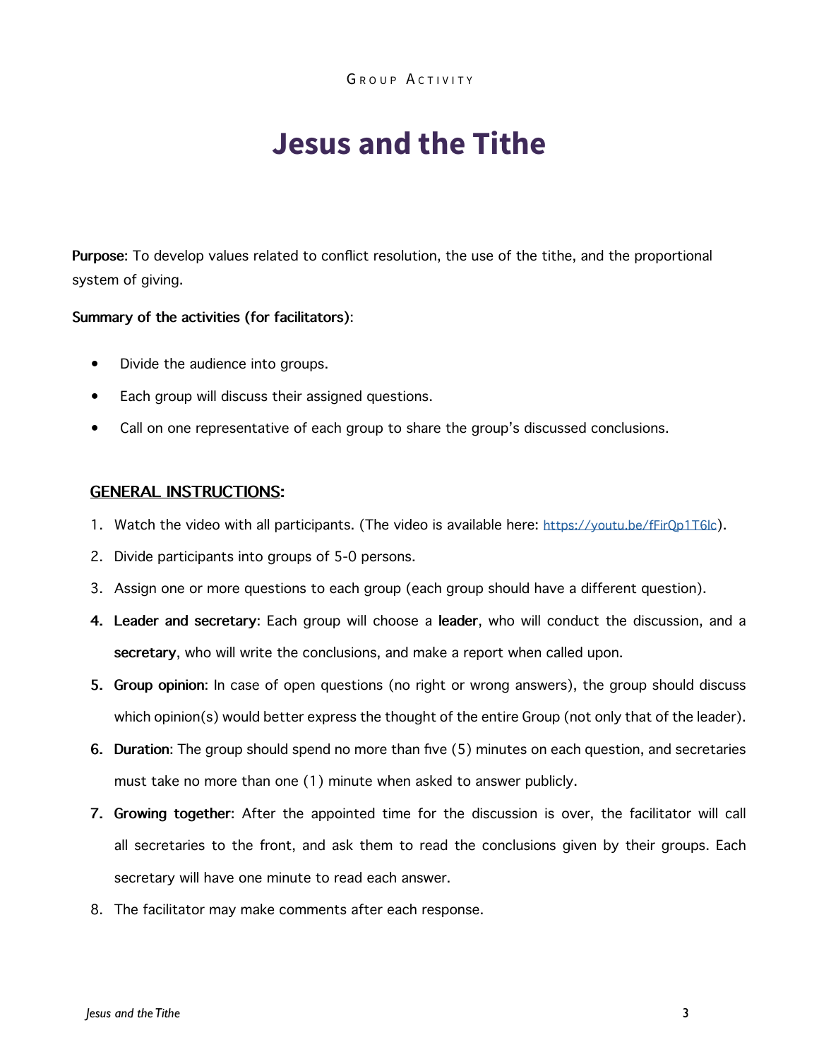GROUP ACTIVITY

# Jesus and the Tithe

**Purpose**: To develop values related to conflict resolution, the use of the tithe, and the proportional system of giving.

**Summary of the activities (for facilitators)**:

- Divide the audience into groups.
- Each group will discuss their assigned questions.
- Call on one representative of each group to share the group's discussed conclusions.

## GENERAL INSTRUCTIONS:

1. Watch the video with all participants. (The video is available here: https://youtu.be/fFirQp1T6lc).
2. Divide participants into groups of 5-0 persons.
3. Assign one or more questions to each group (each group should have a different question).
4. **Leader and secretary**: Each group will choose a **leader**, who will conduct the discussion, and a **secretary**, who will write the conclusions, and make a report when called upon.
5. **Group opinion**: In case of open questions (no right or wrong answers), the group should discuss which opinion(s) would better express the thought of the entire Group (not only that of the leader).
6. **Duration**: The group should spend no more than five (5) minutes on each question, and secretaries must take no more than one (1) minute when asked to answer publicly.
7. **Growing together**: After the appointed time for the discussion is over, the facilitator will call all secretaries to the front, and ask them to read the conclusions given by their groups. Each secretary will have one minute to read each answer.
8. The facilitator may make comments after each response.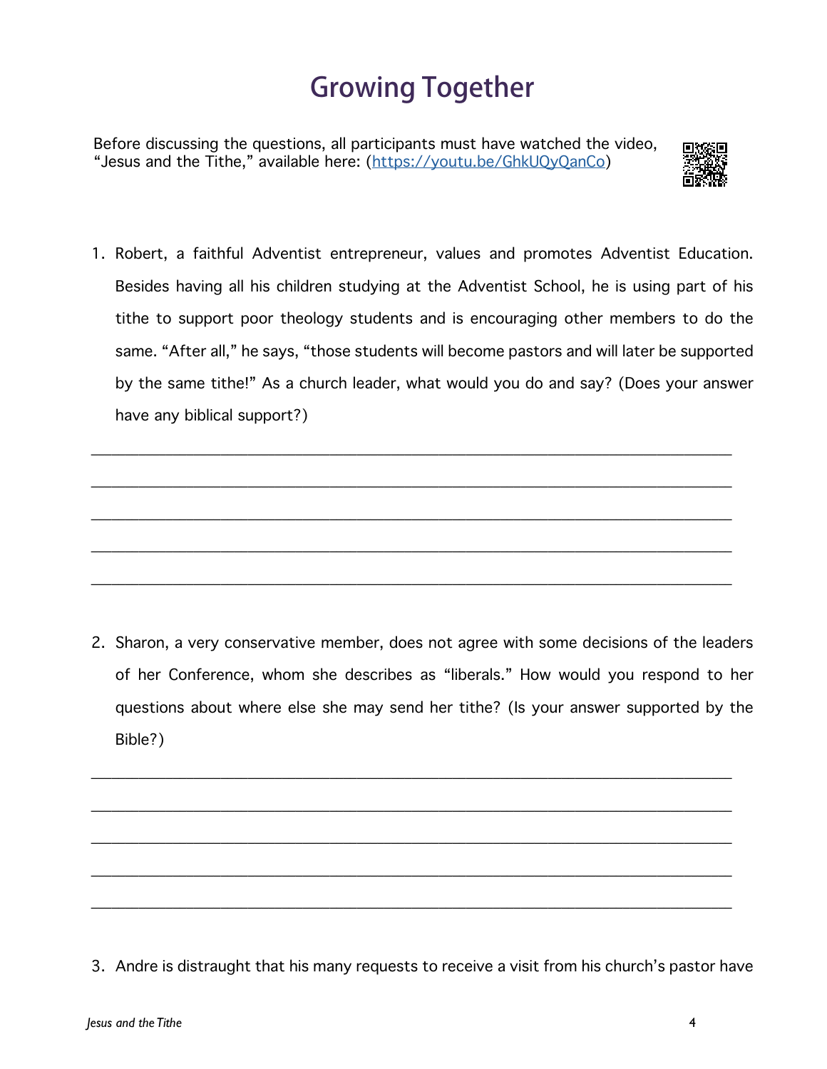# Growing Together

Before discussing the questions, all participants must have watched the video, "Jesus and the Tithe," available here: (https://youtu.be/GhkUQyQanCo)

1. Robert, a faithful Adventist entrepreneur, values and promotes Adventist Education. Besides having all his children studying at the Adventist School, he is using part of his tithe to support poor theology students and is encouraging other members to do the same. "After all," he says, "those students will become pastors and will later be supported by the same tithe!" As a church leader, what would you do and say? (Does your answer have any biblical support?)

______________________________________________________________________

______________________________________________________________________

______________________________________________________________________

______________________________________________________________________

______________________________________________________________________

2. Sharon, a very conservative member, does not agree with some decisions of the leaders of her Conference, whom she describes as "liberals." How would you respond to her questions about where else she may send her tithe? (Is your answer supported by the Bible?)

______________________________________________________________________

______________________________________________________________________

______________________________________________________________________

______________________________________________________________________

______________________________________________________________________

3. Andre is distraught that his many requests to receive a visit from his church's pastor have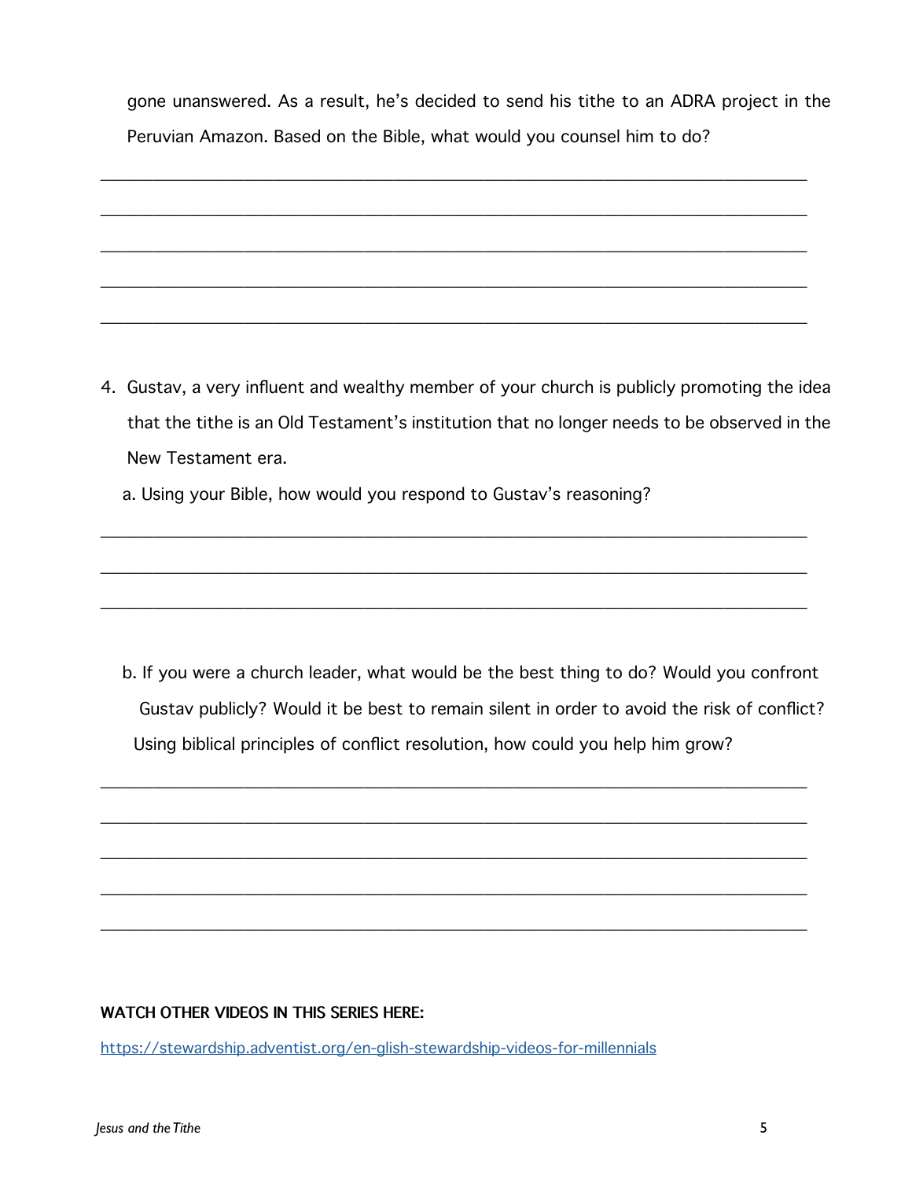gone unanswered. As a result, he's decided to send his tithe to an ADRA project in the Peruvian Amazon. Based on the Bible, what would you counsel him to do?

_______________________________________________________________________________

_______________________________________________________________________________

_______________________________________________________________________________

_______________________________________________________________________________

_______________________________________________________________________________

4. Gustav, a very influent and wealthy member of your church is publicly promoting the idea that the tithe is an Old Testament's institution that no longer needs to be observed in the New Testament era.

   a. Using your Bible, how would you respond to Gustav's reasoning?

_______________________________________________________________________________

_______________________________________________________________________________

_______________________________________________________________________________

   b. If you were a church leader, what would be the best thing to do? Would you confront Gustav publicly? Would it be best to remain silent in order to avoid the risk of conflict? Using biblical principles of conflict resolution, how could you help him grow?

_______________________________________________________________________________

_______________________________________________________________________________

_______________________________________________________________________________

_______________________________________________________________________________

_______________________________________________________________________________

**WATCH OTHER VIDEOS IN THIS SERIES HERE:**

[https://stewardship.adventist.org/en-glish-stewardship-videos-for-millennials](https://stewardship.adventist.org/en-glish-stewardship-videos-for-millennials)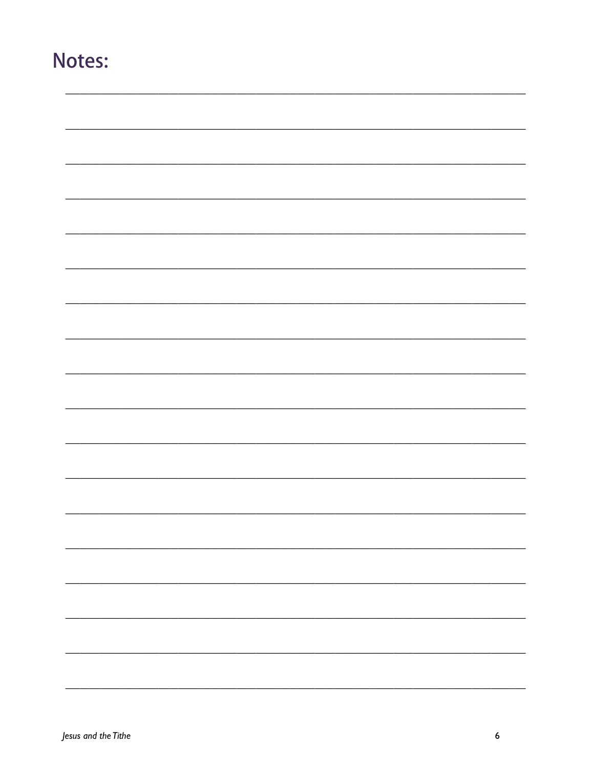# Notes: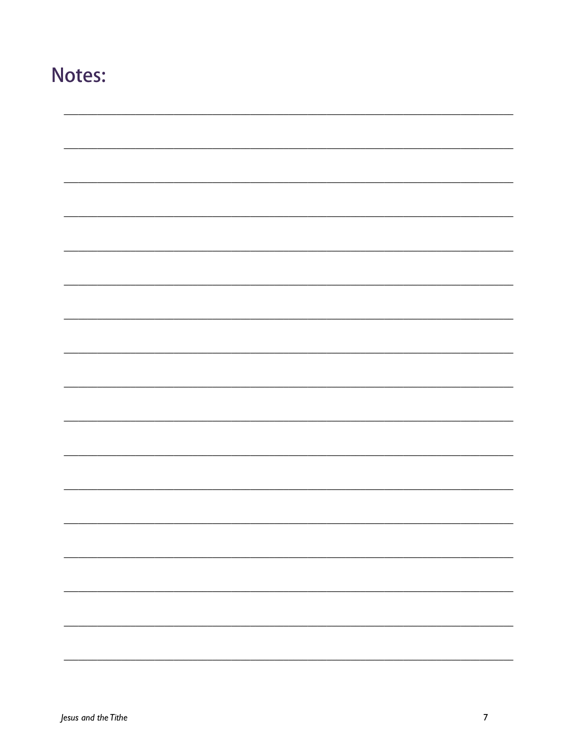# Notes:

_______________________________________________________________________________

_______________________________________________________________________________

_______________________________________________________________________________

_______________________________________________________________________________

_______________________________________________________________________________

_______________________________________________________________________________

_______________________________________________________________________________

_______________________________________________________________________________

_______________________________________________________________________________

_______________________________________________________________________________

_______________________________________________________________________________

_______________________________________________________________________________

_______________________________________________________________________________

_______________________________________________________________________________

_______________________________________________________________________________

_______________________________________________________________________________

_______________________________________________________________________________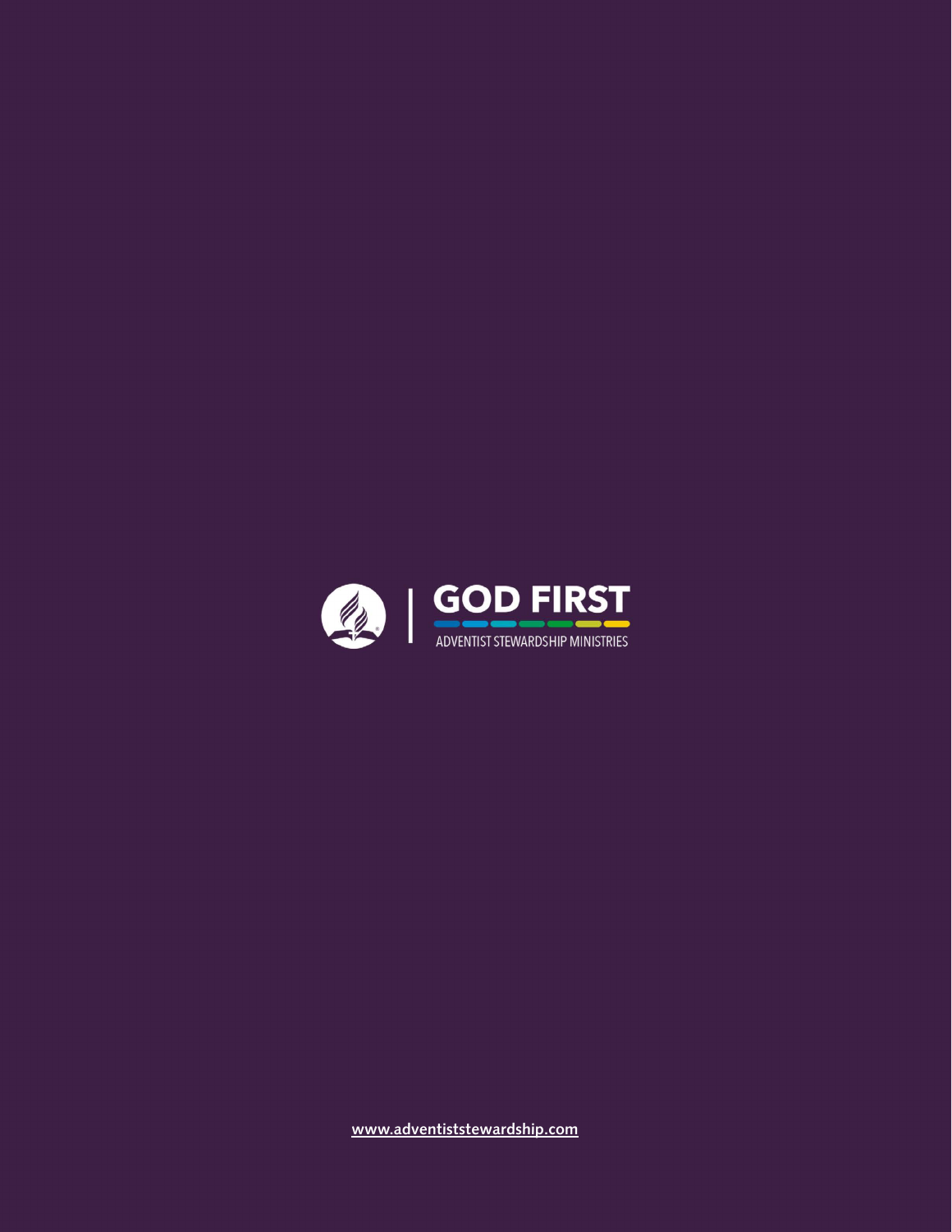GOD FIRST

ADVENTIST STEWARDSHIP MINISTRIES

www.adventiststewardship.com